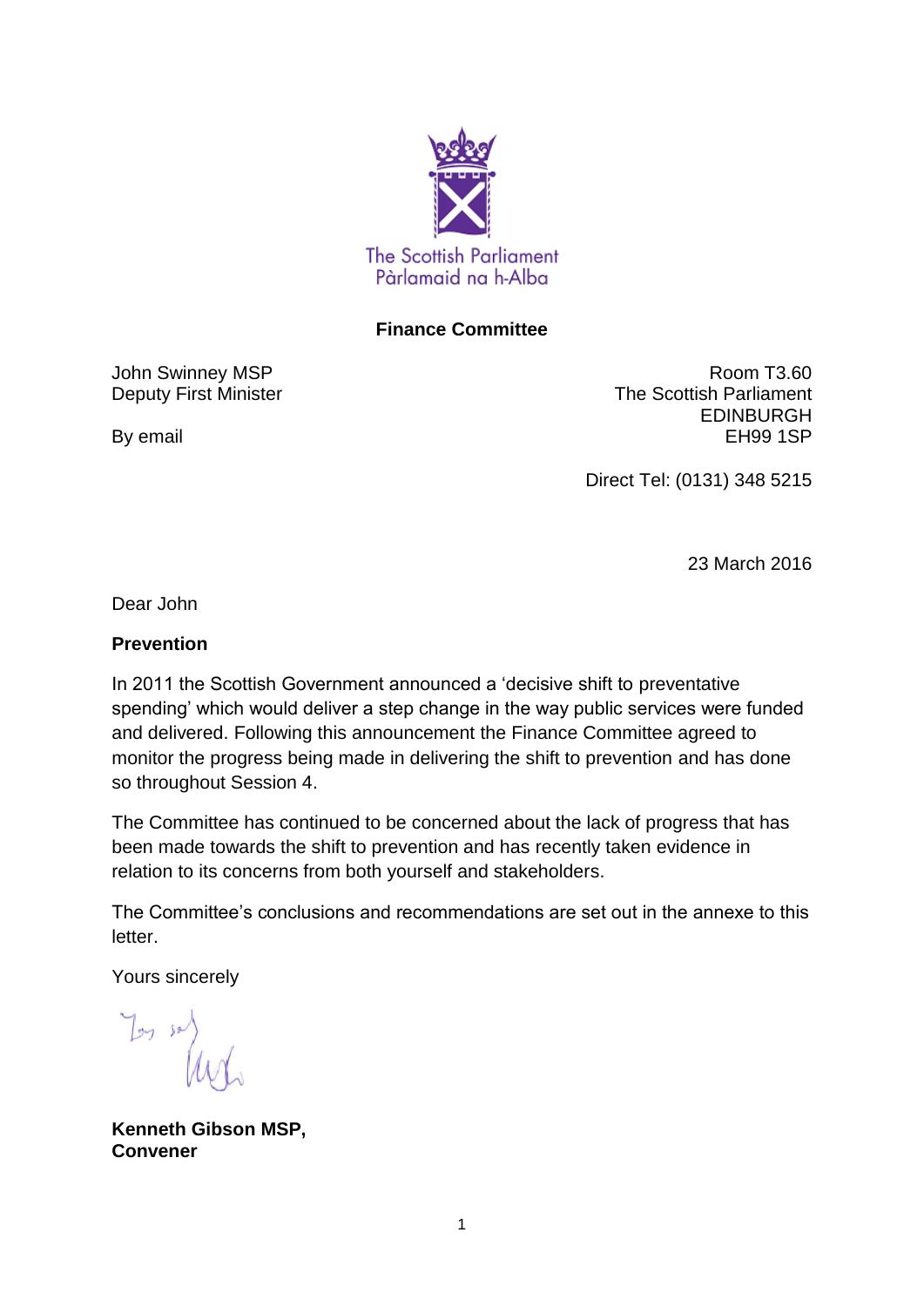The Scottish Parliament
Pàrlamaid na h-Alba

**Finance Committee**

John Swinney MSP
Deputy First Minister

By email

Room T3.60
The Scottish Parliament
EDINBURGH
EH99 1SP

Direct Tel: (0131) 348 5215

23 March 2016

Dear John

**Prevention**

In 2011 the Scottish Government announced a 'decisive shift to preventative spending' which would deliver a step change in the way public services were funded and delivered. Following this announcement the Finance Committee agreed to monitor the progress being made in delivering the shift to prevention and has done so throughout Session 4.

The Committee has continued to be concerned about the lack of progress that has been made towards the shift to prevention and has recently taken evidence in relation to its concerns from both yourself and stakeholders.

The Committee's conclusions and recommendations are set out in the annexe to this letter.

Yours sincerely

**Kenneth Gibson MSP,**
**Convener**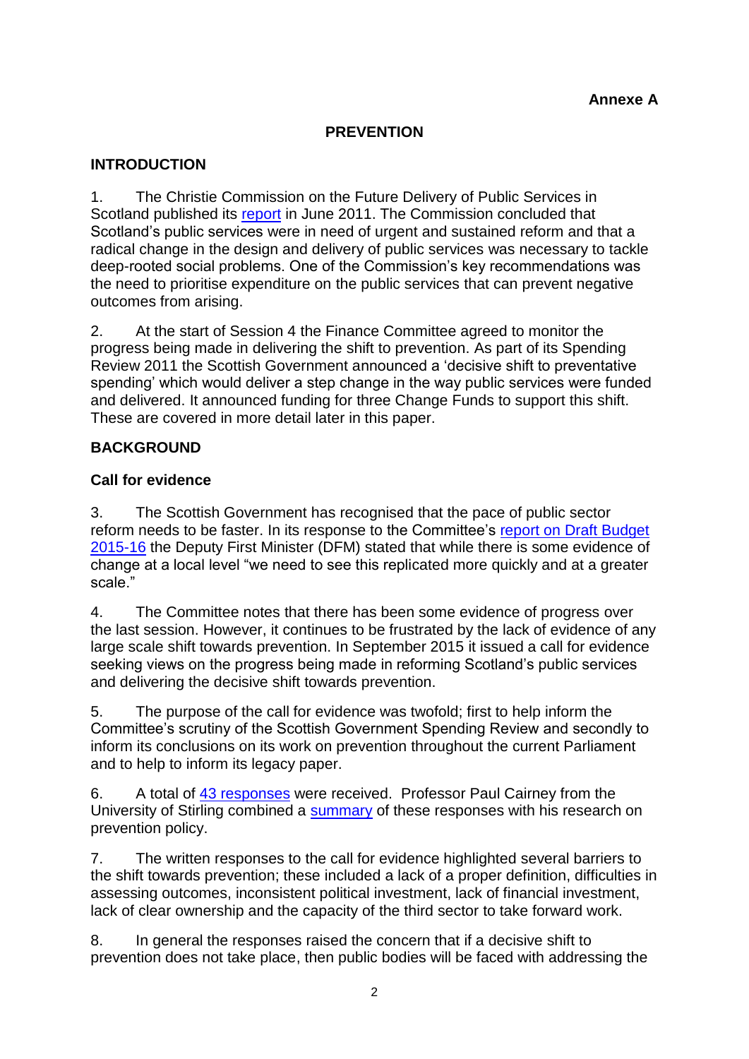**Annexe A**

# PREVENTION

## INTRODUCTION

1. The Christie Commission on the Future Delivery of Public Services in Scotland published its report in June 2011. The Commission concluded that Scotland's public services were in need of urgent and sustained reform and that a radical change in the design and delivery of public services was necessary to tackle deep-rooted social problems. One of the Commission's key recommendations was the need to prioritise expenditure on the public services that can prevent negative outcomes from arising.

2. At the start of Session 4 the Finance Committee agreed to monitor the progress being made in delivering the shift to prevention. As part of its Spending Review 2011 the Scottish Government announced a 'decisive shift to preventative spending' which would deliver a step change in the way public services were funded and delivered. It announced funding for three Change Funds to support this shift. These are covered in more detail later in this paper.

## BACKGROUND

### Call for evidence

3. The Scottish Government has recognised that the pace of public sector reform needs to be faster. In its response to the Committee's report on Draft Budget 2015-16 the Deputy First Minister (DFM) stated that while there is some evidence of change at a local level "we need to see this replicated more quickly and at a greater scale."

4. The Committee notes that there has been some evidence of progress over the last session. However, it continues to be frustrated by the lack of evidence of any large scale shift towards prevention. In September 2015 it issued a call for evidence seeking views on the progress being made in reforming Scotland's public services and delivering the decisive shift towards prevention.

5. The purpose of the call for evidence was twofold; first to help inform the Committee's scrutiny of the Scottish Government Spending Review and secondly to inform its conclusions on its work on prevention throughout the current Parliament and to help to inform its legacy paper.

6. A total of 43 responses were received. Professor Paul Cairney from the University of Stirling combined a summary of these responses with his research on prevention policy.

7. The written responses to the call for evidence highlighted several barriers to the shift towards prevention; these included a lack of a proper definition, difficulties in assessing outcomes, inconsistent political investment, lack of financial investment, lack of clear ownership and the capacity of the third sector to take forward work.

8. In general the responses raised the concern that if a decisive shift to prevention does not take place, then public bodies will be faced with addressing the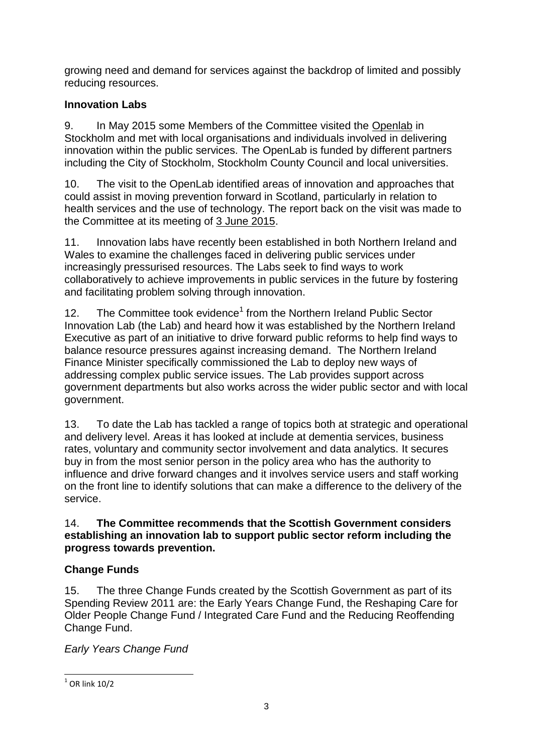growing need and demand for services against the backdrop of limited and possibly reducing resources.

**Innovation Labs**

9. In May 2015 some Members of the Committee visited the Openlab in Stockholm and met with local organisations and individuals involved in delivering innovation within the public services. The OpenLab is funded by different partners including the City of Stockholm, Stockholm County Council and local universities.

10. The visit to the OpenLab identified areas of innovation and approaches that could assist in moving prevention forward in Scotland, particularly in relation to health services and the use of technology. The report back on the visit was made to the Committee at its meeting of 3 June 2015.

11. Innovation labs have recently been established in both Northern Ireland and Wales to examine the challenges faced in delivering public services under increasingly pressurised resources. The Labs seek to find ways to work collaboratively to achieve improvements in public services in the future by fostering and facilitating problem solving through innovation.

12. The Committee took evidence[1] from the Northern Ireland Public Sector Innovation Lab (the Lab) and heard how it was established by the Northern Ireland Executive as part of an initiative to drive forward public reforms to help find ways to balance resource pressures against increasing demand. The Northern Ireland Finance Minister specifically commissioned the Lab to deploy new ways of addressing complex public service issues. The Lab provides support across government departments but also works across the wider public sector and with local government.

13. To date the Lab has tackled a range of topics both at strategic and operational and delivery level. Areas it has looked at include at dementia services, business rates, voluntary and community sector involvement and data analytics. It secures buy in from the most senior person in the policy area who has the authority to influence and drive forward changes and it involves service users and staff working on the front line to identify solutions that can make a difference to the delivery of the service.

14. **The Committee recommends that the Scottish Government considers establishing an innovation lab to support public sector reform including the progress towards prevention.**

**Change Funds**

15. The three Change Funds created by the Scottish Government as part of its Spending Review 2011 are: the Early Years Change Fund, the Reshaping Care for Older People Change Fund / Integrated Care Fund and the Reducing Reoffending Change Fund.

*Early Years Change Fund*

[1] OR link 10/2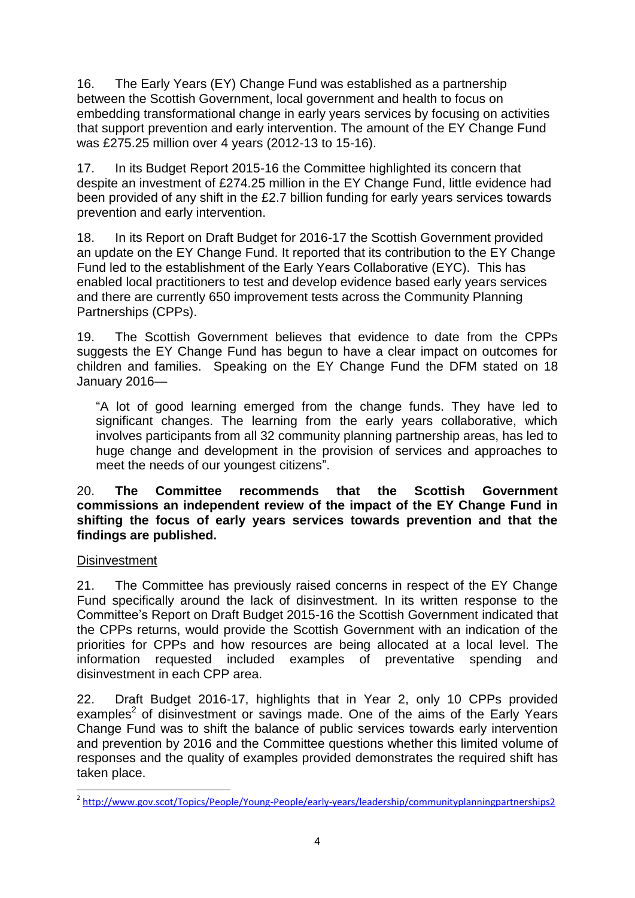16. The Early Years (EY) Change Fund was established as a partnership between the Scottish Government, local government and health to focus on embedding transformational change in early years services by focusing on activities that support prevention and early intervention. The amount of the EY Change Fund was £275.25 million over 4 years (2012-13 to 15-16).

17. In its Budget Report 2015-16 the Committee highlighted its concern that despite an investment of £274.25 million in the EY Change Fund, little evidence had been provided of any shift in the £2.7 billion funding for early years services towards prevention and early intervention.

18. In its Report on Draft Budget for 2016-17 the Scottish Government provided an update on the EY Change Fund. It reported that its contribution to the EY Change Fund led to the establishment of the Early Years Collaborative (EYC). This has enabled local practitioners to test and develop evidence based early years services and there are currently 650 improvement tests across the Community Planning Partnerships (CPPs).

19. The Scottish Government believes that evidence to date from the CPPs suggests the EY Change Fund has begun to have a clear impact on outcomes for children and families. Speaking on the EY Change Fund the DFM stated on 18 January 2016—

> "A lot of good learning emerged from the change funds. They have led to significant changes. The learning from the early years collaborative, which involves participants from all 32 community planning partnership areas, has led to huge change and development in the provision of services and approaches to meet the needs of our youngest citizens".

20. **The Committee recommends that the Scottish Government commissions an independent review of the impact of the EY Change Fund in shifting the focus of early years services towards prevention and that the findings are published.**

<u>Disinvestment</u>

21. The Committee has previously raised concerns in respect of the EY Change Fund specifically around the lack of disinvestment. In its written response to the Committee's Report on Draft Budget 2015-16 the Scottish Government indicated that the CPPs returns, would provide the Scottish Government with an indication of the priorities for CPPs and how resources are being allocated at a local level. The information requested included examples of preventative spending and disinvestment in each CPP area.

22. Draft Budget 2016-17, highlights that in Year 2, only 10 CPPs provided examples[2] of disinvestment or savings made. One of the aims of the Early Years Change Fund was to shift the balance of public services towards early intervention and prevention by 2016 and the Committee questions whether this limited volume of responses and the quality of examples provided demonstrates the required shift has taken place.

[2] http://www.gov.scot/Topics/People/Young-People/early-years/leadership/communityplanningpartnerships2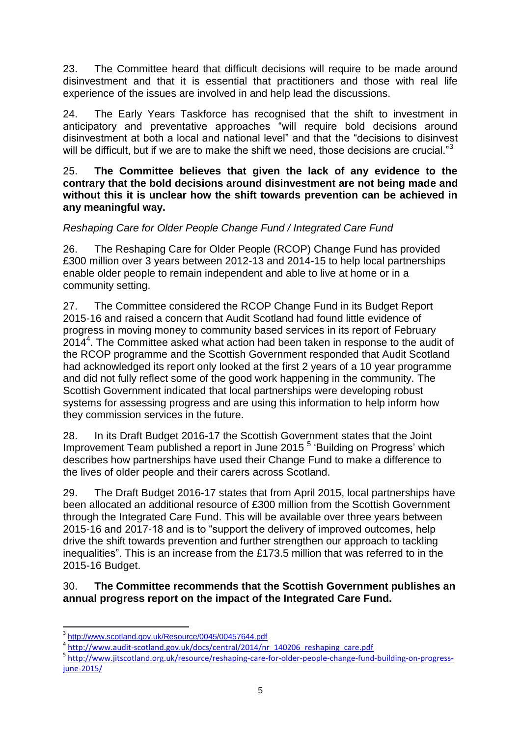23. The Committee heard that difficult decisions will require to be made around disinvestment and that it is essential that practitioners and those with real life experience of the issues are involved in and help lead the discussions.

24. The Early Years Taskforce has recognised that the shift to investment in anticipatory and preventative approaches "will require bold decisions around disinvestment at both a local and national level" and that the "decisions to disinvest will be difficult, but if we are to make the shift we need, those decisions are crucial."[3]

25. **The Committee believes that given the lack of any evidence to the contrary that the bold decisions around disinvestment are not being made and without this it is unclear how the shift towards prevention can be achieved in any meaningful way.**

*Reshaping Care for Older People Change Fund / Integrated Care Fund*

26. The Reshaping Care for Older People (RCOP) Change Fund has provided £300 million over 3 years between 2012-13 and 2014-15 to help local partnerships enable older people to remain independent and able to live at home or in a community setting.

27. The Committee considered the RCOP Change Fund in its Budget Report 2015-16 and raised a concern that Audit Scotland had found little evidence of progress in moving money to community based services in its report of February 2014[4]. The Committee asked what action had been taken in response to the audit of the RCOP programme and the Scottish Government responded that Audit Scotland had acknowledged its report only looked at the first 2 years of a 10 year programme and did not fully reflect some of the good work happening in the community. The Scottish Government indicated that local partnerships were developing robust systems for assessing progress and are using this information to help inform how they commission services in the future.

28. In its Draft Budget 2016-17 the Scottish Government states that the Joint Improvement Team published a report in June 2015 [5] 'Building on Progress' which describes how partnerships have used their Change Fund to make a difference to the lives of older people and their carers across Scotland.

29. The Draft Budget 2016-17 states that from April 2015, local partnerships have been allocated an additional resource of £300 million from the Scottish Government through the Integrated Care Fund. This will be available over three years between 2015-16 and 2017-18 and is to "support the delivery of improved outcomes, help drive the shift towards prevention and further strengthen our approach to tackling inequalities". This is an increase from the £173.5 million that was referred to in the 2015-16 Budget.

30. **The Committee recommends that the Scottish Government publishes an annual progress report on the impact of the Integrated Care Fund.**

---

[3] http://www.scotland.gov.uk/Resource/0045/00457644.pdf

[4] http://www.audit-scotland.gov.uk/docs/central/2014/nr_140206_reshaping_care.pdf

[5] http://www.jitscotland.org.uk/resource/reshaping-care-for-older-people-change-fund-building-on-progress-june-2015/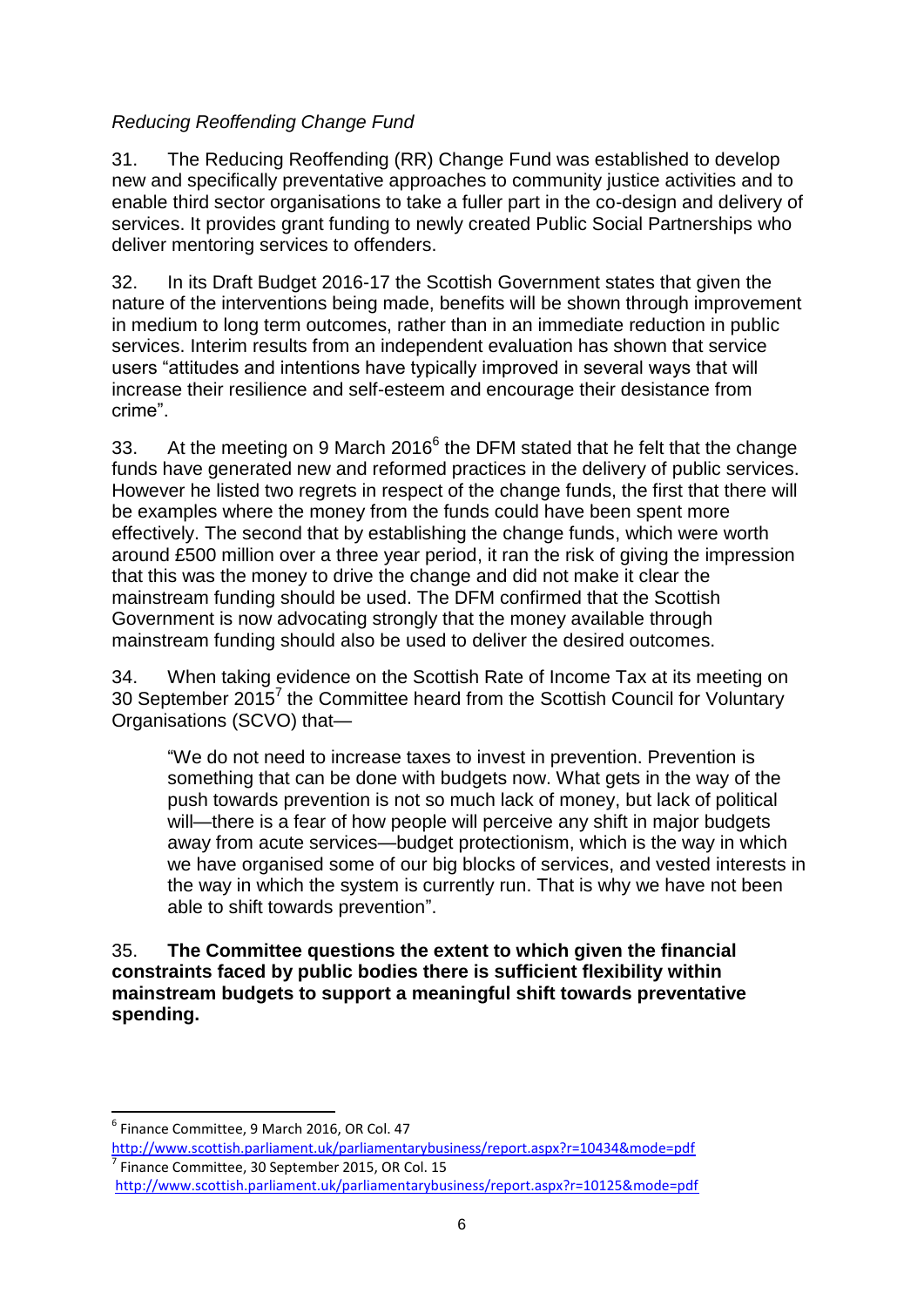*Reducing Reoffending Change Fund*

31. The Reducing Reoffending (RR) Change Fund was established to develop new and specifically preventative approaches to community justice activities and to enable third sector organisations to take a fuller part in the co-design and delivery of services. It provides grant funding to newly created Public Social Partnerships who deliver mentoring services to offenders.

32. In its Draft Budget 2016-17 the Scottish Government states that given the nature of the interventions being made, benefits will be shown through improvement in medium to long term outcomes, rather than in an immediate reduction in public services. Interim results from an independent evaluation has shown that service users "attitudes and intentions have typically improved in several ways that will increase their resilience and self-esteem and encourage their desistance from crime".

33. At the meeting on 9 March 2016[6] the DFM stated that he felt that the change funds have generated new and reformed practices in the delivery of public services. However he listed two regrets in respect of the change funds, the first that there will be examples where the money from the funds could have been spent more effectively. The second that by establishing the change funds, which were worth around £500 million over a three year period, it ran the risk of giving the impression that this was the money to drive the change and did not make it clear the mainstream funding should be used. The DFM confirmed that the Scottish Government is now advocating strongly that the money available through mainstream funding should also be used to deliver the desired outcomes.

34. When taking evidence on the Scottish Rate of Income Tax at its meeting on 30 September 2015[7] the Committee heard from the Scottish Council for Voluntary Organisations (SCVO) that—

> "We do not need to increase taxes to invest in prevention. Prevention is something that can be done with budgets now. What gets in the way of the push towards prevention is not so much lack of money, but lack of political will—there is a fear of how people will perceive any shift in major budgets away from acute services—budget protectionism, which is the way in which we have organised some of our big blocks of services, and vested interests in the way in which the system is currently run. That is why we have not been able to shift towards prevention".

35. **The Committee questions the extent to which given the financial constraints faced by public bodies there is sufficient flexibility within mainstream budgets to support a meaningful shift towards preventative spending.**

---

[6] Finance Committee, 9 March 2016, OR Col. 47
http://www.scottish.parliament.uk/parliamentarybusiness/report.aspx?r=10434&mode=pdf

[7] Finance Committee, 30 September 2015, OR Col. 15
http://www.scottish.parliament.uk/parliamentarybusiness/report.aspx?r=10125&mode=pdf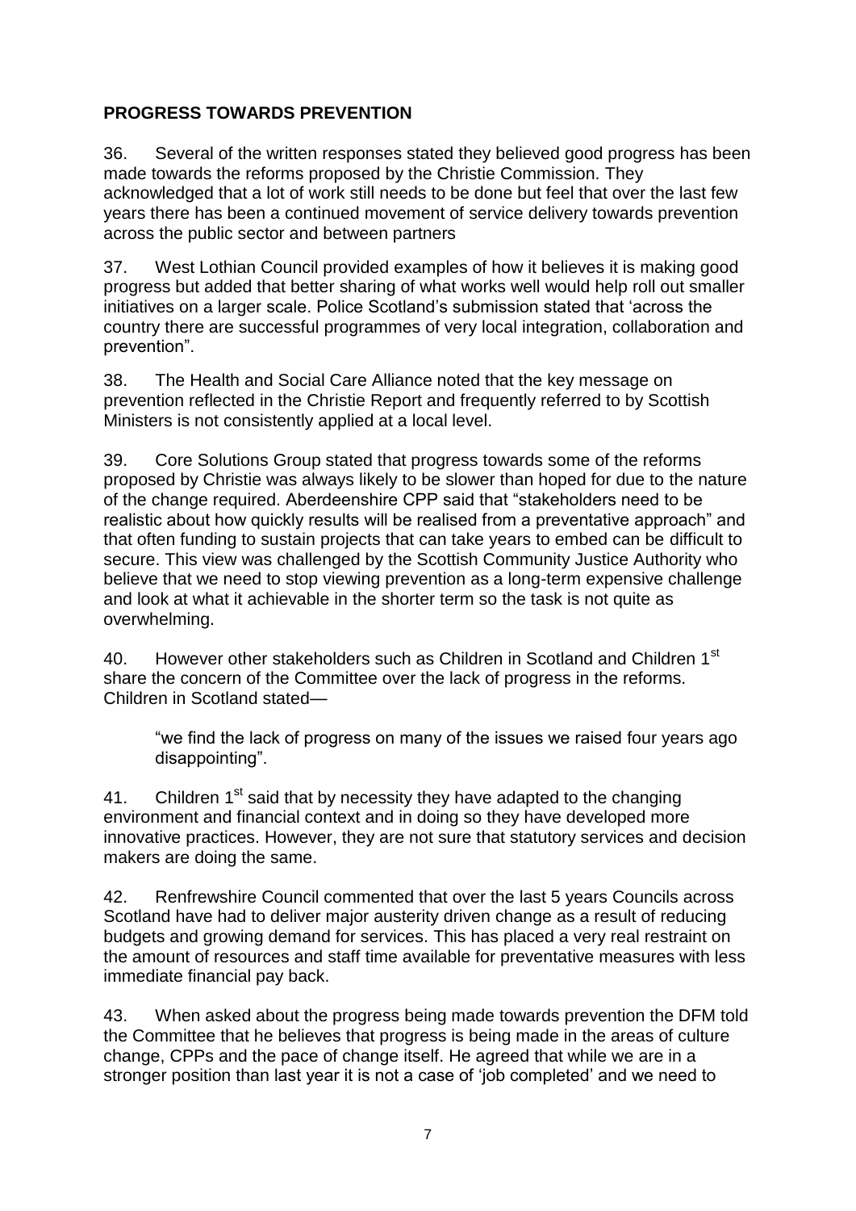**PROGRESS TOWARDS PREVENTION**

36. Several of the written responses stated they believed good progress has been made towards the reforms proposed by the Christie Commission. They acknowledged that a lot of work still needs to be done but feel that over the last few years there has been a continued movement of service delivery towards prevention across the public sector and between partners

37. West Lothian Council provided examples of how it believes it is making good progress but added that better sharing of what works well would help roll out smaller initiatives on a larger scale. Police Scotland's submission stated that 'across the country there are successful programmes of very local integration, collaboration and prevention".

38. The Health and Social Care Alliance noted that the key message on prevention reflected in the Christie Report and frequently referred to by Scottish Ministers is not consistently applied at a local level.

39. Core Solutions Group stated that progress towards some of the reforms proposed by Christie was always likely to be slower than hoped for due to the nature of the change required. Aberdeenshire CPP said that "stakeholders need to be realistic about how quickly results will be realised from a preventative approach" and that often funding to sustain projects that can take years to embed can be difficult to secure. This view was challenged by the Scottish Community Justice Authority who believe that we need to stop viewing prevention as a long-term expensive challenge and look at what it achievable in the shorter term so the task is not quite as overwhelming.

40. However other stakeholders such as Children in Scotland and Children 1st share the concern of the Committee over the lack of progress in the reforms. Children in Scotland stated—

> "we find the lack of progress on many of the issues we raised four years ago disappointing".

41. Children 1st said that by necessity they have adapted to the changing environment and financial context and in doing so they have developed more innovative practices. However, they are not sure that statutory services and decision makers are doing the same.

42. Renfrewshire Council commented that over the last 5 years Councils across Scotland have had to deliver major austerity driven change as a result of reducing budgets and growing demand for services. This has placed a very real restraint on the amount of resources and staff time available for preventative measures with less immediate financial pay back.

43. When asked about the progress being made towards prevention the DFM told the Committee that he believes that progress is being made in the areas of culture change, CPPs and the pace of change itself. He agreed that while we are in a stronger position than last year it is not a case of 'job completed' and we need to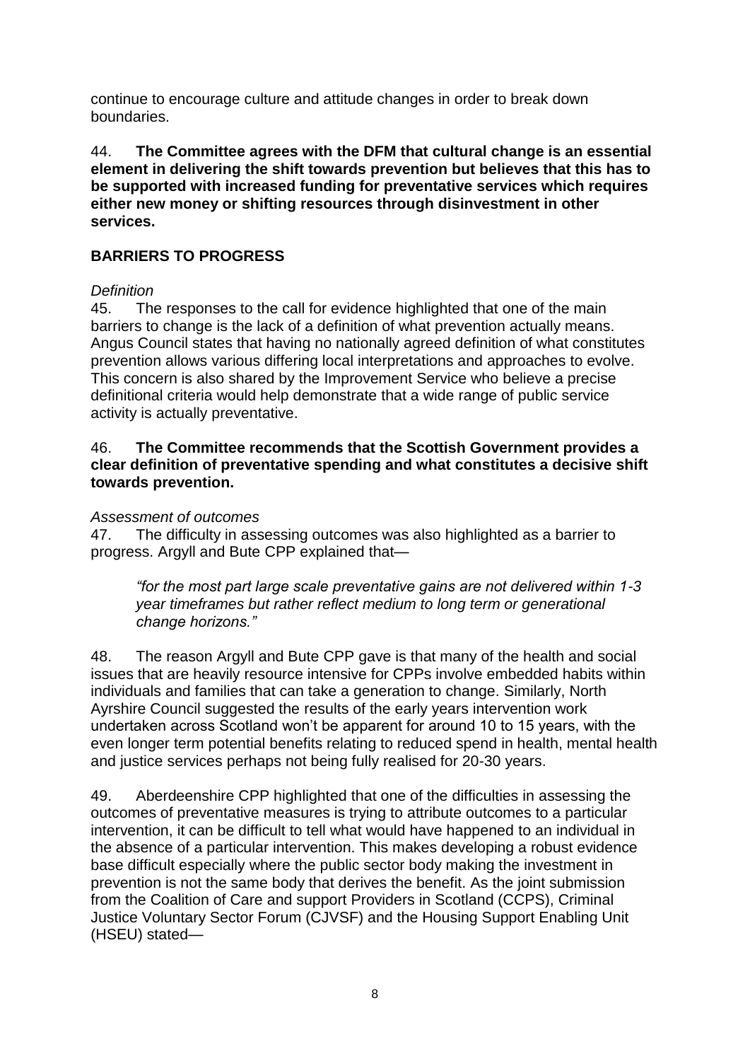continue to encourage culture and attitude changes in order to break down boundaries.

44. **The Committee agrees with the DFM that cultural change is an essential element in delivering the shift towards prevention but believes that this has to be supported with increased funding for preventative services which requires either new money or shifting resources through disinvestment in other services.**

## BARRIERS TO PROGRESS

*Definition*

45. The responses to the call for evidence highlighted that one of the main barriers to change is the lack of a definition of what prevention actually means. Angus Council states that having no nationally agreed definition of what constitutes prevention allows various differing local interpretations and approaches to evolve. This concern is also shared by the Improvement Service who believe a precise definitional criteria would help demonstrate that a wide range of public service activity is actually preventative.

46. **The Committee recommends that the Scottish Government provides a clear definition of preventative spending and what constitutes a decisive shift towards prevention.**

*Assessment of outcomes*

47. The difficulty in assessing outcomes was also highlighted as a barrier to progress. Argyll and Bute CPP explained that—

> *"for the most part large scale preventative gains are not delivered within 1-3 year timeframes but rather reflect medium to long term or generational change horizons."*

48. The reason Argyll and Bute CPP gave is that many of the health and social issues that are heavily resource intensive for CPPs involve embedded habits within individuals and families that can take a generation to change. Similarly, North Ayrshire Council suggested the results of the early years intervention work undertaken across Scotland won't be apparent for around 10 to 15 years, with the even longer term potential benefits relating to reduced spend in health, mental health and justice services perhaps not being fully realised for 20-30 years.

49. Aberdeenshire CPP highlighted that one of the difficulties in assessing the outcomes of preventative measures is trying to attribute outcomes to a particular intervention, it can be difficult to tell what would have happened to an individual in the absence of a particular intervention. This makes developing a robust evidence base difficult especially where the public sector body making the investment in prevention is not the same body that derives the benefit. As the joint submission from the Coalition of Care and support Providers in Scotland (CCPS), Criminal Justice Voluntary Sector Forum (CJVSF) and the Housing Support Enabling Unit (HSEU) stated—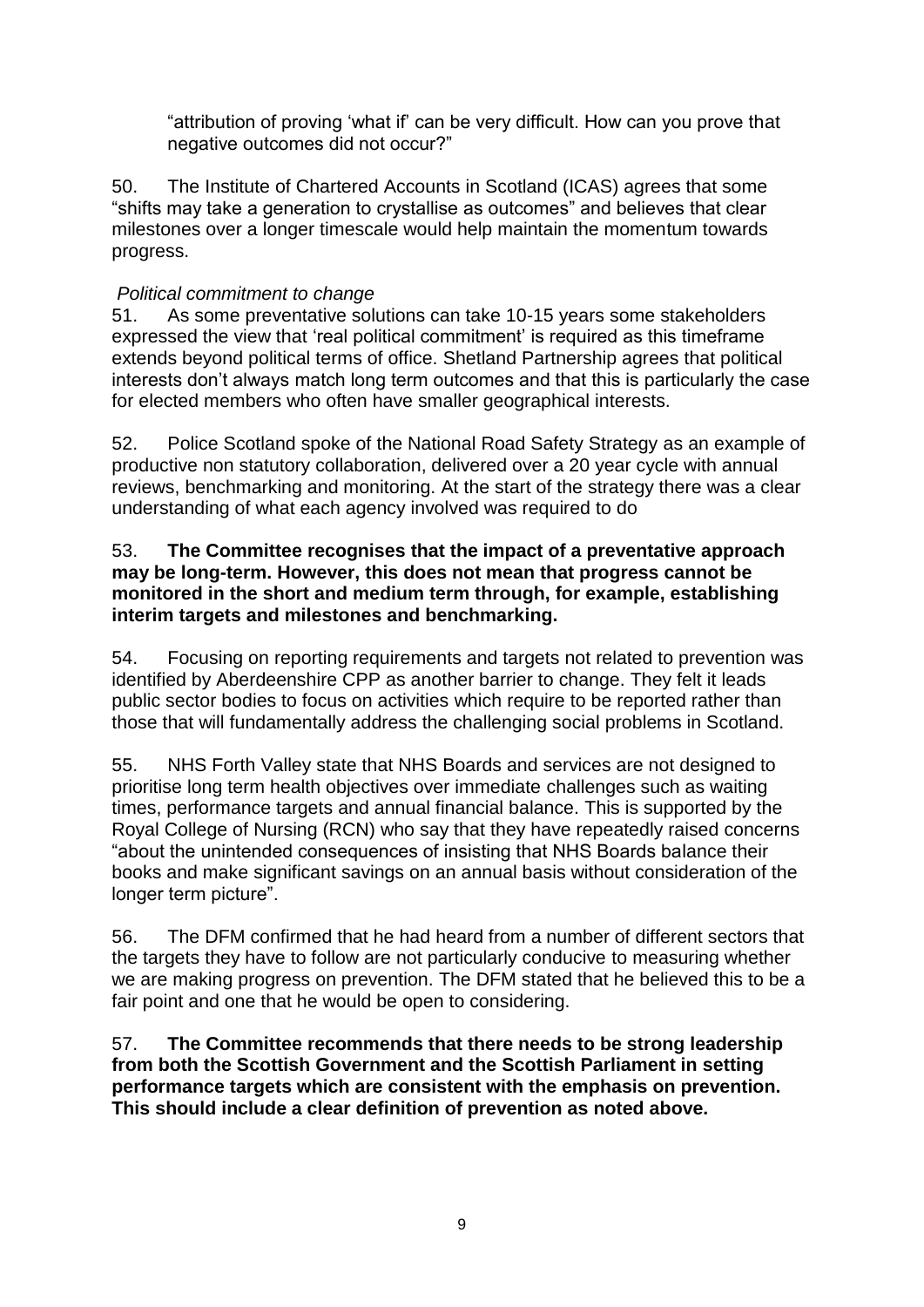> "attribution of proving 'what if' can be very difficult. How can you prove that negative outcomes did not occur?"

50. The Institute of Chartered Accounts in Scotland (ICAS) agrees that some "shifts may take a generation to crystallise as outcomes" and believes that clear milestones over a longer timescale would help maintain the momentum towards progress.

*Political commitment to change*

51. As some preventative solutions can take 10-15 years some stakeholders expressed the view that 'real political commitment' is required as this timeframe extends beyond political terms of office. Shetland Partnership agrees that political interests don't always match long term outcomes and that this is particularly the case for elected members who often have smaller geographical interests.

52. Police Scotland spoke of the National Road Safety Strategy as an example of productive non statutory collaboration, delivered over a 20 year cycle with annual reviews, benchmarking and monitoring. At the start of the strategy there was a clear understanding of what each agency involved was required to do

53. **The Committee recognises that the impact of a preventative approach may be long-term. However, this does not mean that progress cannot be monitored in the short and medium term through, for example, establishing interim targets and milestones and benchmarking.**

54. Focusing on reporting requirements and targets not related to prevention was identified by Aberdeenshire CPP as another barrier to change. They felt it leads public sector bodies to focus on activities which require to be reported rather than those that will fundamentally address the challenging social problems in Scotland.

55. NHS Forth Valley state that NHS Boards and services are not designed to prioritise long term health objectives over immediate challenges such as waiting times, performance targets and annual financial balance. This is supported by the Royal College of Nursing (RCN) who say that they have repeatedly raised concerns "about the unintended consequences of insisting that NHS Boards balance their books and make significant savings on an annual basis without consideration of the longer term picture".

56. The DFM confirmed that he had heard from a number of different sectors that the targets they have to follow are not particularly conducive to measuring whether we are making progress on prevention. The DFM stated that he believed this to be a fair point and one that he would be open to considering.

57. **The Committee recommends that there needs to be strong leadership from both the Scottish Government and the Scottish Parliament in setting performance targets which are consistent with the emphasis on prevention. This should include a clear definition of prevention as noted above.**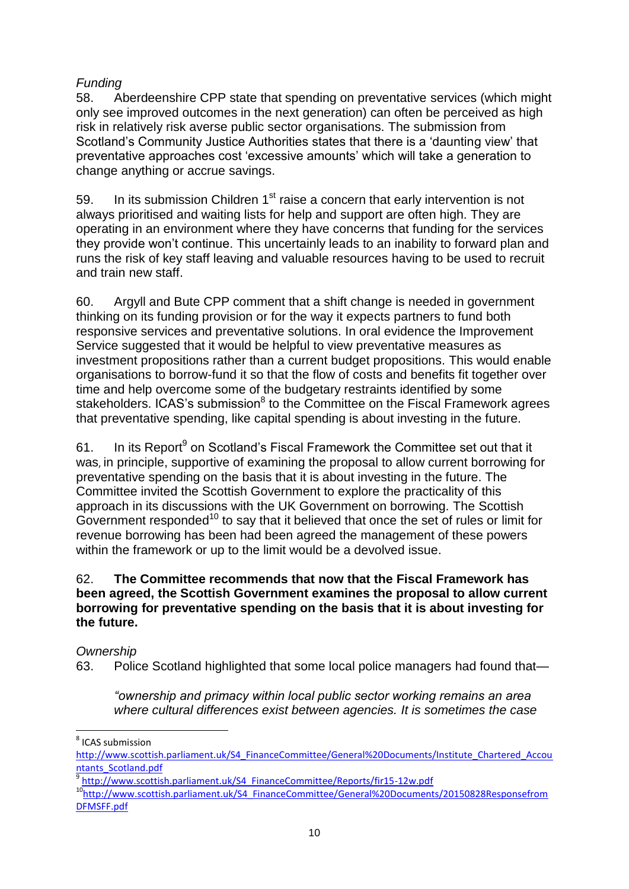*Funding*

58. Aberdeenshire CPP state that spending on preventative services (which might only see improved outcomes in the next generation) can often be perceived as high risk in relatively risk averse public sector organisations. The submission from Scotland's Community Justice Authorities states that there is a 'daunting view' that preventative approaches cost 'excessive amounts' which will take a generation to change anything or accrue savings.

59. In its submission Children 1st raise a concern that early intervention is not always prioritised and waiting lists for help and support are often high. They are operating in an environment where they have concerns that funding for the services they provide won't continue. This uncertainly leads to an inability to forward plan and runs the risk of key staff leaving and valuable resources having to be used to recruit and train new staff.

60. Argyll and Bute CPP comment that a shift change is needed in government thinking on its funding provision or for the way it expects partners to fund both responsive services and preventative solutions. In oral evidence the Improvement Service suggested that it would be helpful to view preventative measures as investment propositions rather than a current budget propositions. This would enable organisations to borrow-fund it so that the flow of costs and benefits fit together over time and help overcome some of the budgetary restraints identified by some stakeholders. ICAS's submission[8] to the Committee on the Fiscal Framework agrees that preventative spending, like capital spending is about investing in the future.

61. In its Report[9] on Scotland's Fiscal Framework the Committee set out that it was, in principle, supportive of examining the proposal to allow current borrowing for preventative spending on the basis that it is about investing in the future. The Committee invited the Scottish Government to explore the practicality of this approach in its discussions with the UK Government on borrowing. The Scottish Government responded[10] to say that it believed that once the set of rules or limit for revenue borrowing has been had been agreed the management of these powers within the framework or up to the limit would be a devolved issue.

62. **The Committee recommends that now that the Fiscal Framework has been agreed, the Scottish Government examines the proposal to allow current borrowing for preventative spending on the basis that it is about investing for the future.**

*Ownership*

63. Police Scotland highlighted that some local police managers had found that—

> *"ownership and primacy within local public sector working remains an area where cultural differences exist between agencies. It is sometimes the case*

---

[8] ICAS submission http://www.scottish.parliament.uk/S4_FinanceCommittee/General%20Documents/Institute_Chartered_Accountants_Scotland.pdf

[9] http://www.scottish.parliament.uk/S4_FinanceCommittee/Reports/fir15-12w.pdf

[10] http://www.scottish.parliament.uk/S4_FinanceCommittee/General%20Documents/20150828ResponsefromDFMSFF.pdf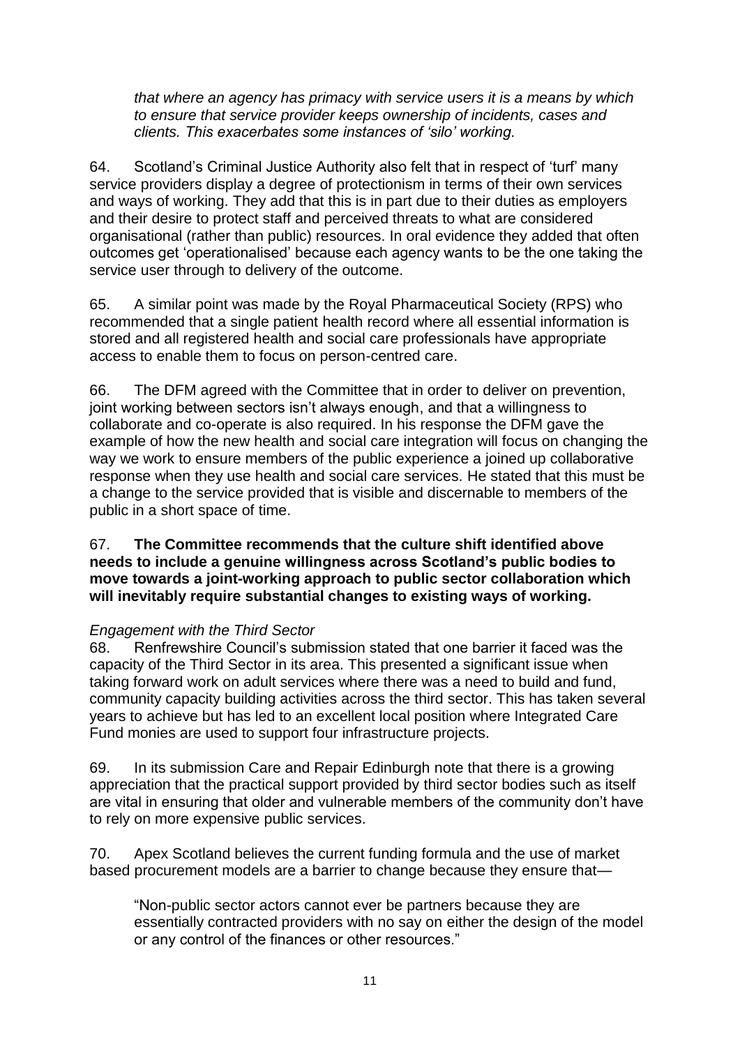> *that where an agency has primacy with service users it is a means by which to ensure that service provider keeps ownership of incidents, cases and clients. This exacerbates some instances of 'silo' working.*

64. Scotland's Criminal Justice Authority also felt that in respect of 'turf' many service providers display a degree of protectionism in terms of their own services and ways of working. They add that this is in part due to their duties as employers and their desire to protect staff and perceived threats to what are considered organisational (rather than public) resources. In oral evidence they added that often outcomes get 'operationalised' because each agency wants to be the one taking the service user through to delivery of the outcome.

65. A similar point was made by the Royal Pharmaceutical Society (RPS) who recommended that a single patient health record where all essential information is stored and all registered health and social care professionals have appropriate access to enable them to focus on person-centred care.

66. The DFM agreed with the Committee that in order to deliver on prevention, joint working between sectors isn't always enough, and that a willingness to collaborate and co-operate is also required. In his response the DFM gave the example of how the new health and social care integration will focus on changing the way we work to ensure members of the public experience a joined up collaborative response when they use health and social care services. He stated that this must be a change to the service provided that is visible and discernable to members of the public in a short space of time.

67. **The Committee recommends that the culture shift identified above needs to include a genuine willingness across Scotland's public bodies to move towards a joint-working approach to public sector collaboration which will inevitably require substantial changes to existing ways of working.**

*Engagement with the Third Sector*

68. Renfrewshire Council's submission stated that one barrier it faced was the capacity of the Third Sector in its area. This presented a significant issue when taking forward work on adult services where there was a need to build and fund, community capacity building activities across the third sector. This has taken several years to achieve but has led to an excellent local position where Integrated Care Fund monies are used to support four infrastructure projects.

69. In its submission Care and Repair Edinburgh note that there is a growing appreciation that the practical support provided by third sector bodies such as itself are vital in ensuring that older and vulnerable members of the community don't have to rely on more expensive public services.

70. Apex Scotland believes the current funding formula and the use of market based procurement models are a barrier to change because they ensure that—

> "Non-public sector actors cannot ever be partners because they are essentially contracted providers with no say on either the design of the model or any control of the finances or other resources."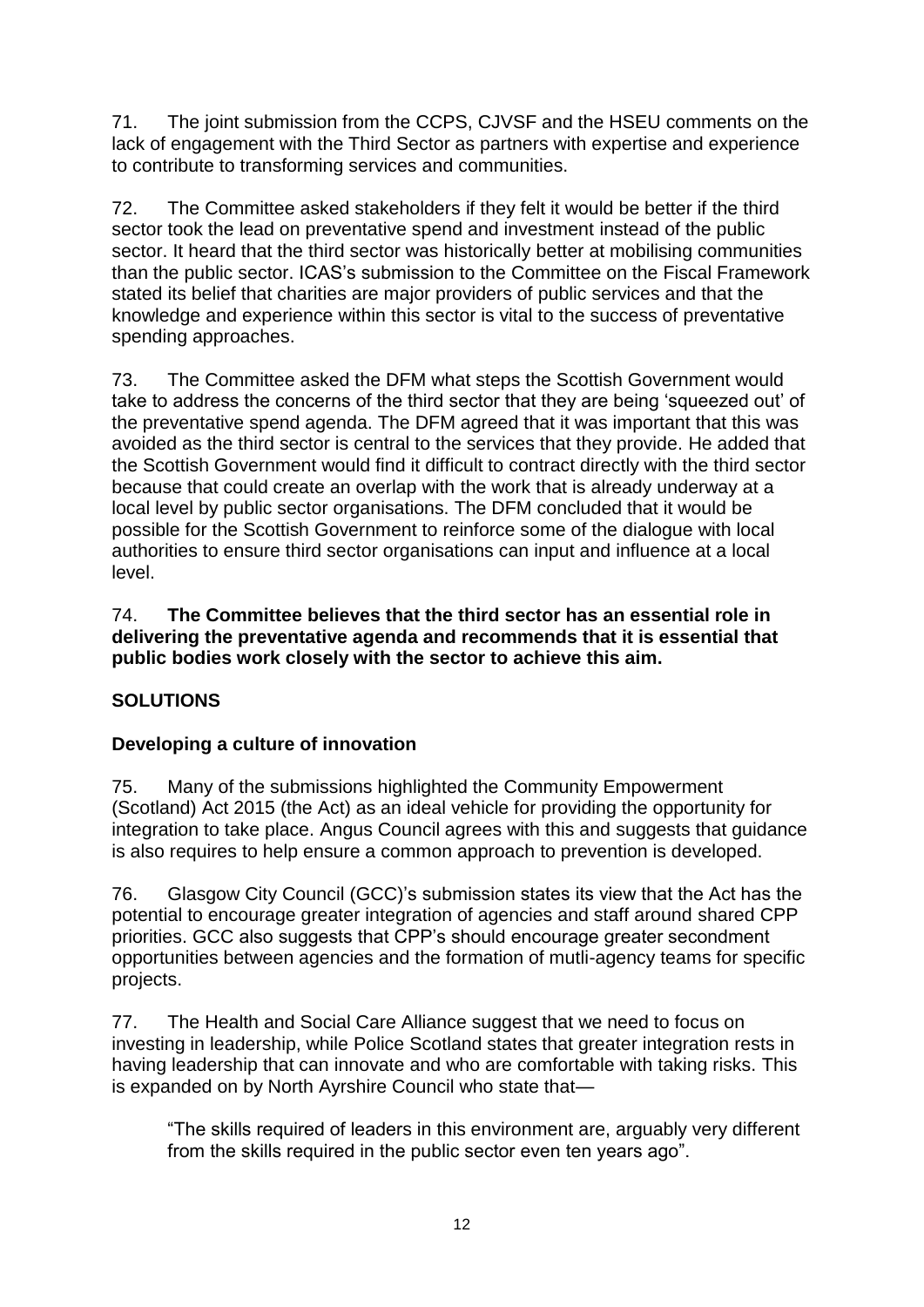71. The joint submission from the CCPS, CJVSF and the HSEU comments on the lack of engagement with the Third Sector as partners with expertise and experience to contribute to transforming services and communities.

72. The Committee asked stakeholders if they felt it would be better if the third sector took the lead on preventative spend and investment instead of the public sector. It heard that the third sector was historically better at mobilising communities than the public sector. ICAS's submission to the Committee on the Fiscal Framework stated its belief that charities are major providers of public services and that the knowledge and experience within this sector is vital to the success of preventative spending approaches.

73. The Committee asked the DFM what steps the Scottish Government would take to address the concerns of the third sector that they are being 'squeezed out' of the preventative spend agenda. The DFM agreed that it was important that this was avoided as the third sector is central to the services that they provide. He added that the Scottish Government would find it difficult to contract directly with the third sector because that could create an overlap with the work that is already underway at a local level by public sector organisations. The DFM concluded that it would be possible for the Scottish Government to reinforce some of the dialogue with local authorities to ensure third sector organisations can input and influence at a local level.

74. **The Committee believes that the third sector has an essential role in delivering the preventative agenda and recommends that it is essential that public bodies work closely with the sector to achieve this aim.**

## SOLUTIONS

### Developing a culture of innovation

75. Many of the submissions highlighted the Community Empowerment (Scotland) Act 2015 (the Act) as an ideal vehicle for providing the opportunity for integration to take place. Angus Council agrees with this and suggests that guidance is also requires to help ensure a common approach to prevention is developed.

76. Glasgow City Council (GCC)'s submission states its view that the Act has the potential to encourage greater integration of agencies and staff around shared CPP priorities. GCC also suggests that CPP's should encourage greater secondment opportunities between agencies and the formation of mutli-agency teams for specific projects.

77. The Health and Social Care Alliance suggest that we need to focus on investing in leadership, while Police Scotland states that greater integration rests in having leadership that can innovate and who are comfortable with taking risks. This is expanded on by North Ayrshire Council who state that—

> "The skills required of leaders in this environment are, arguably very different from the skills required in the public sector even ten years ago".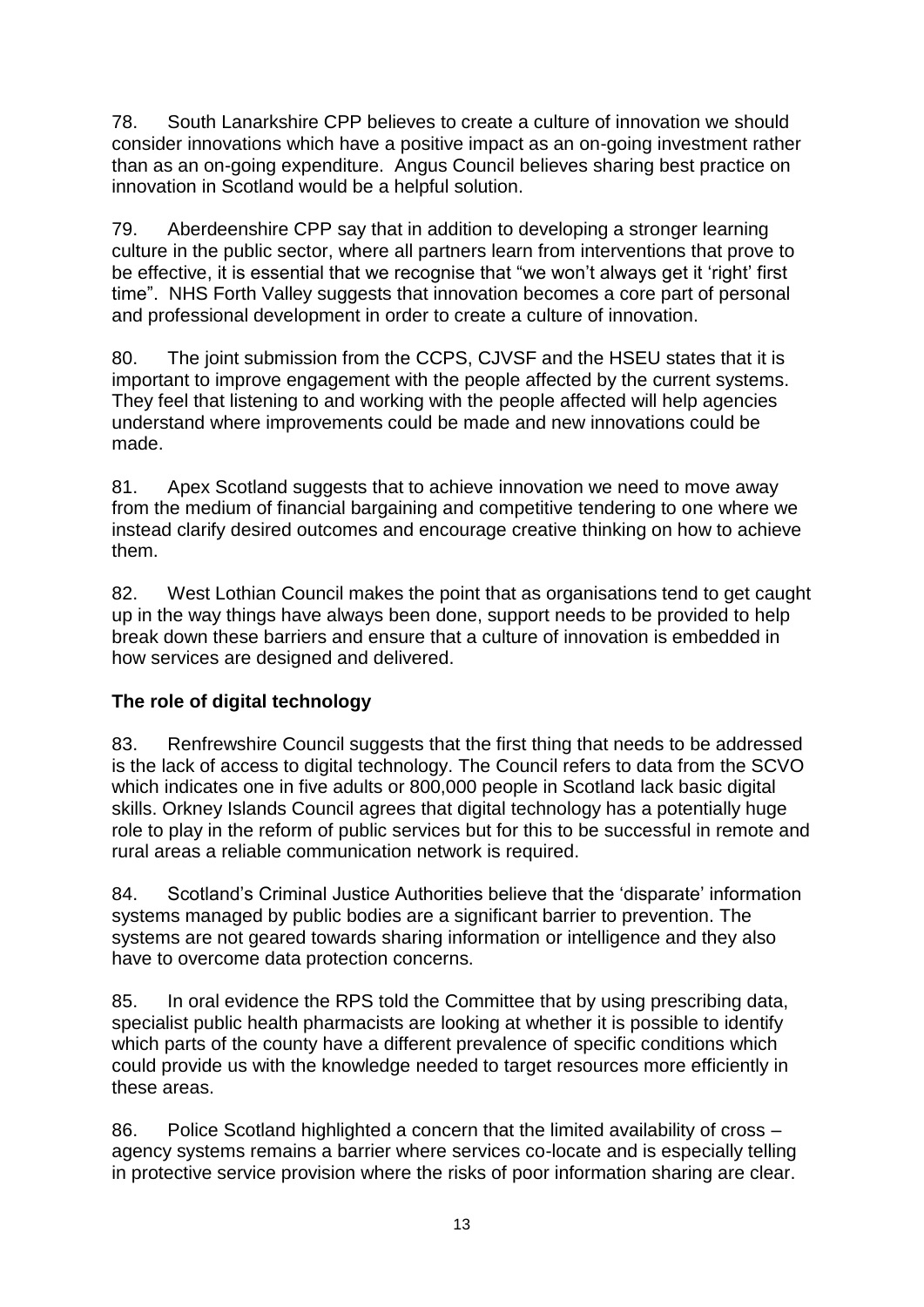78. South Lanarkshire CPP believes to create a culture of innovation we should consider innovations which have a positive impact as an on-going investment rather than as an on-going expenditure. Angus Council believes sharing best practice on innovation in Scotland would be a helpful solution.

79. Aberdeenshire CPP say that in addition to developing a stronger learning culture in the public sector, where all partners learn from interventions that prove to be effective, it is essential that we recognise that "we won't always get it 'right' first time". NHS Forth Valley suggests that innovation becomes a core part of personal and professional development in order to create a culture of innovation.

80. The joint submission from the CCPS, CJVSF and the HSEU states that it is important to improve engagement with the people affected by the current systems. They feel that listening to and working with the people affected will help agencies understand where improvements could be made and new innovations could be made.

81. Apex Scotland suggests that to achieve innovation we need to move away from the medium of financial bargaining and competitive tendering to one where we instead clarify desired outcomes and encourage creative thinking on how to achieve them.

82. West Lothian Council makes the point that as organisations tend to get caught up in the way things have always been done, support needs to be provided to help break down these barriers and ensure that a culture of innovation is embedded in how services are designed and delivered.

**The role of digital technology**

83. Renfrewshire Council suggests that the first thing that needs to be addressed is the lack of access to digital technology. The Council refers to data from the SCVO which indicates one in five adults or 800,000 people in Scotland lack basic digital skills. Orkney Islands Council agrees that digital technology has a potentially huge role to play in the reform of public services but for this to be successful in remote and rural areas a reliable communication network is required.

84. Scotland's Criminal Justice Authorities believe that the 'disparate' information systems managed by public bodies are a significant barrier to prevention. The systems are not geared towards sharing information or intelligence and they also have to overcome data protection concerns.

85. In oral evidence the RPS told the Committee that by using prescribing data, specialist public health pharmacists are looking at whether it is possible to identify which parts of the county have a different prevalence of specific conditions which could provide us with the knowledge needed to target resources more efficiently in these areas.

86. Police Scotland highlighted a concern that the limited availability of cross – agency systems remains a barrier where services co-locate and is especially telling in protective service provision where the risks of poor information sharing are clear.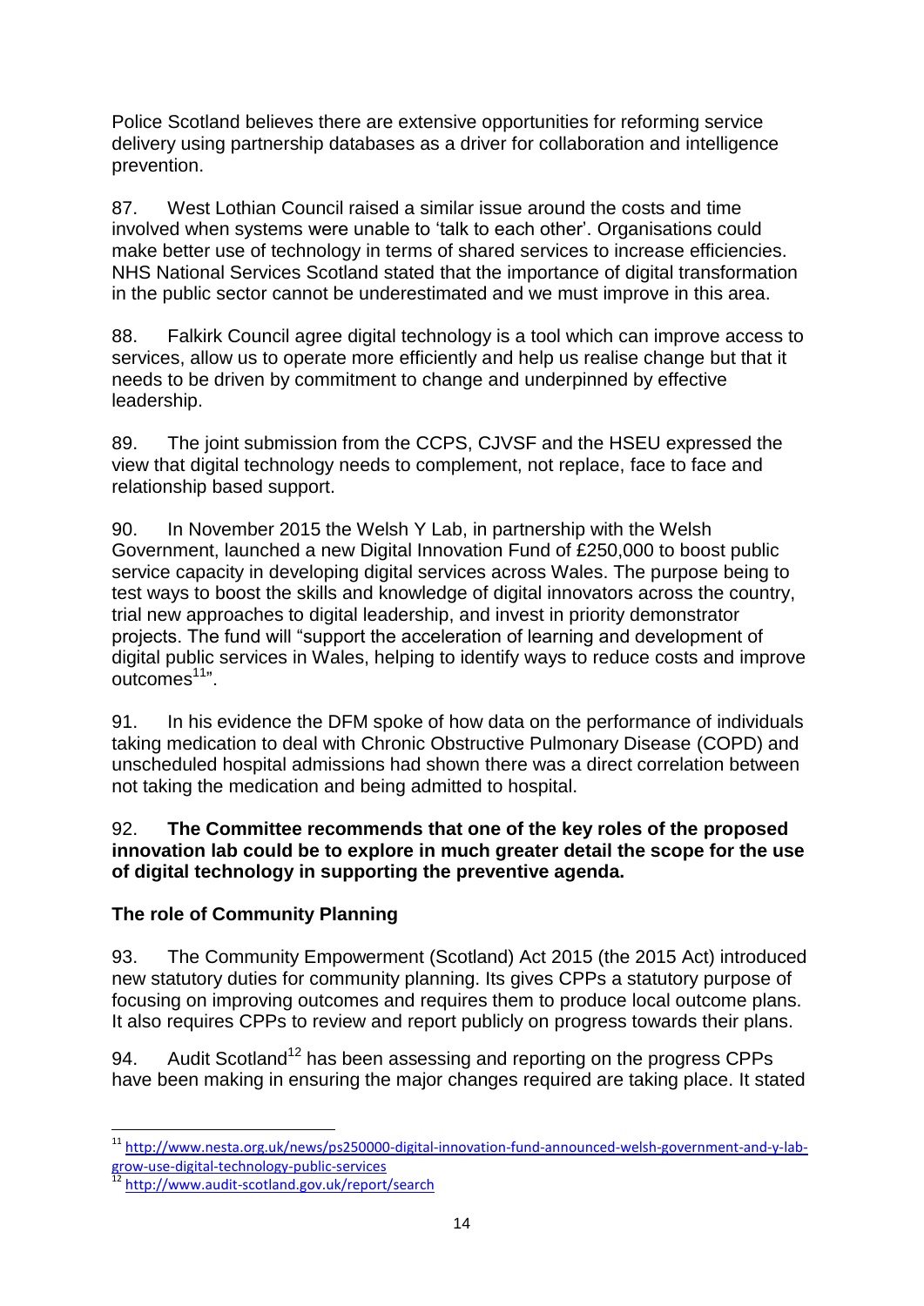Police Scotland believes there are extensive opportunities for reforming service delivery using partnership databases as a driver for collaboration and intelligence prevention.

87. West Lothian Council raised a similar issue around the costs and time involved when systems were unable to 'talk to each other'. Organisations could make better use of technology in terms of shared services to increase efficiencies. NHS National Services Scotland stated that the importance of digital transformation in the public sector cannot be underestimated and we must improve in this area.

88. Falkirk Council agree digital technology is a tool which can improve access to services, allow us to operate more efficiently and help us realise change but that it needs to be driven by commitment to change and underpinned by effective leadership.

89. The joint submission from the CCPS, CJVSF and the HSEU expressed the view that digital technology needs to complement, not replace, face to face and relationship based support.

90. In November 2015 the Welsh Y Lab, in partnership with the Welsh Government, launched a new Digital Innovation Fund of £250,000 to boost public service capacity in developing digital services across Wales. The purpose being to test ways to boost the skills and knowledge of digital innovators across the country, trial new approaches to digital leadership, and invest in priority demonstrator projects. The fund will "support the acceleration of learning and development of digital public services in Wales, helping to identify ways to reduce costs and improve outcomes[11]".

91. In his evidence the DFM spoke of how data on the performance of individuals taking medication to deal with Chronic Obstructive Pulmonary Disease (COPD) and unscheduled hospital admissions had shown there was a direct correlation between not taking the medication and being admitted to hospital.

92. **The Committee recommends that one of the key roles of the proposed innovation lab could be to explore in much greater detail the scope for the use of digital technology in supporting the preventive agenda.**

## The role of Community Planning

93. The Community Empowerment (Scotland) Act 2015 (the 2015 Act) introduced new statutory duties for community planning. Its gives CPPs a statutory purpose of focusing on improving outcomes and requires them to produce local outcome plans. It also requires CPPs to review and report publicly on progress towards their plans.

94. Audit Scotland[12] has been assessing and reporting on the progress CPPs have been making in ensuring the major changes required are taking place. It stated

---

[11] http://www.nesta.org.uk/news/ps250000-digital-innovation-fund-announced-welsh-government-and-y-lab-grow-use-digital-technology-public-services

[12] http://www.audit-scotland.gov.uk/report/search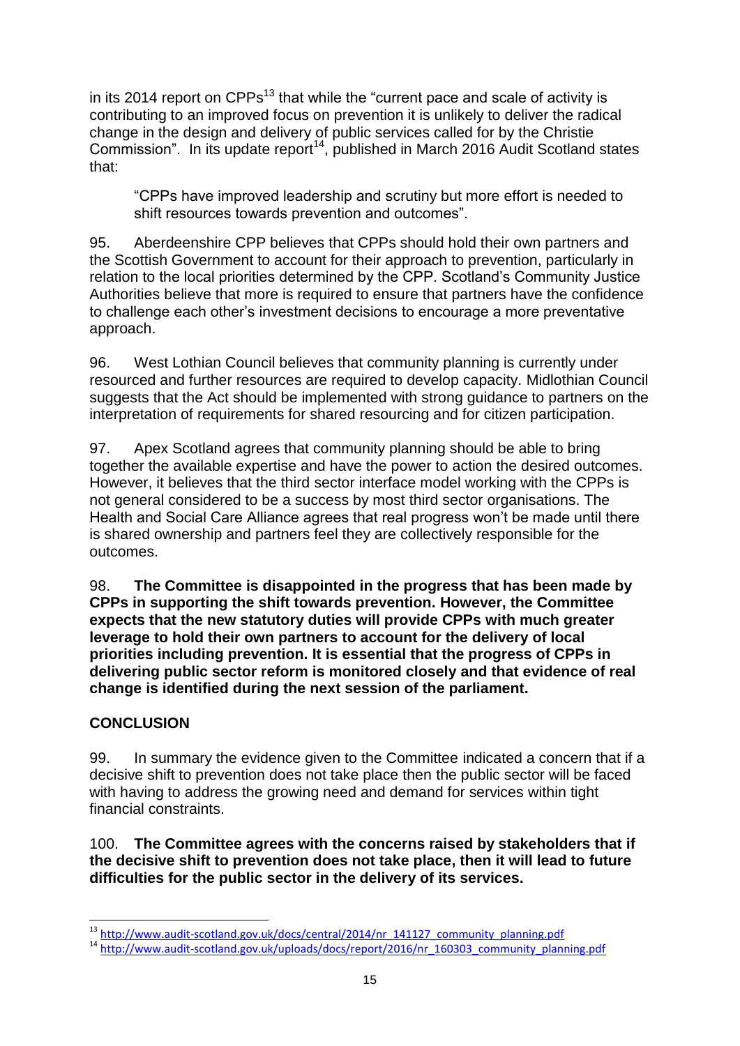in its 2014 report on CPPs[13] that while the "current pace and scale of activity is contributing to an improved focus on prevention it is unlikely to deliver the radical change in the design and delivery of public services called for by the Christie Commission". In its update report[14], published in March 2016 Audit Scotland states that:

> "CPPs have improved leadership and scrutiny but more effort is needed to shift resources towards prevention and outcomes".

95. Aberdeenshire CPP believes that CPPs should hold their own partners and the Scottish Government to account for their approach to prevention, particularly in relation to the local priorities determined by the CPP. Scotland's Community Justice Authorities believe that more is required to ensure that partners have the confidence to challenge each other's investment decisions to encourage a more preventative approach.

96. West Lothian Council believes that community planning is currently under resourced and further resources are required to develop capacity. Midlothian Council suggests that the Act should be implemented with strong guidance to partners on the interpretation of requirements for shared resourcing and for citizen participation.

97. Apex Scotland agrees that community planning should be able to bring together the available expertise and have the power to action the desired outcomes. However, it believes that the third sector interface model working with the CPPs is not general considered to be a success by most third sector organisations. The Health and Social Care Alliance agrees that real progress won't be made until there is shared ownership and partners feel they are collectively responsible for the outcomes.

98. **The Committee is disappointed in the progress that has been made by CPPs in supporting the shift towards prevention. However, the Committee expects that the new statutory duties will provide CPPs with much greater leverage to hold their own partners to account for the delivery of local priorities including prevention. It is essential that the progress of CPPs in delivering public sector reform is monitored closely and that evidence of real change is identified during the next session of the parliament.**

## CONCLUSION

99. In summary the evidence given to the Committee indicated a concern that if a decisive shift to prevention does not take place then the public sector will be faced with having to address the growing need and demand for services within tight financial constraints.

100. **The Committee agrees with the concerns raised by stakeholders that if the decisive shift to prevention does not take place, then it will lead to future difficulties for the public sector in the delivery of its services.**

---

[13] http://www.audit-scotland.gov.uk/docs/central/2014/nr_141127_community_planning.pdf

[14] http://www.audit-scotland.gov.uk/uploads/docs/report/2016/nr_160303_community_planning.pdf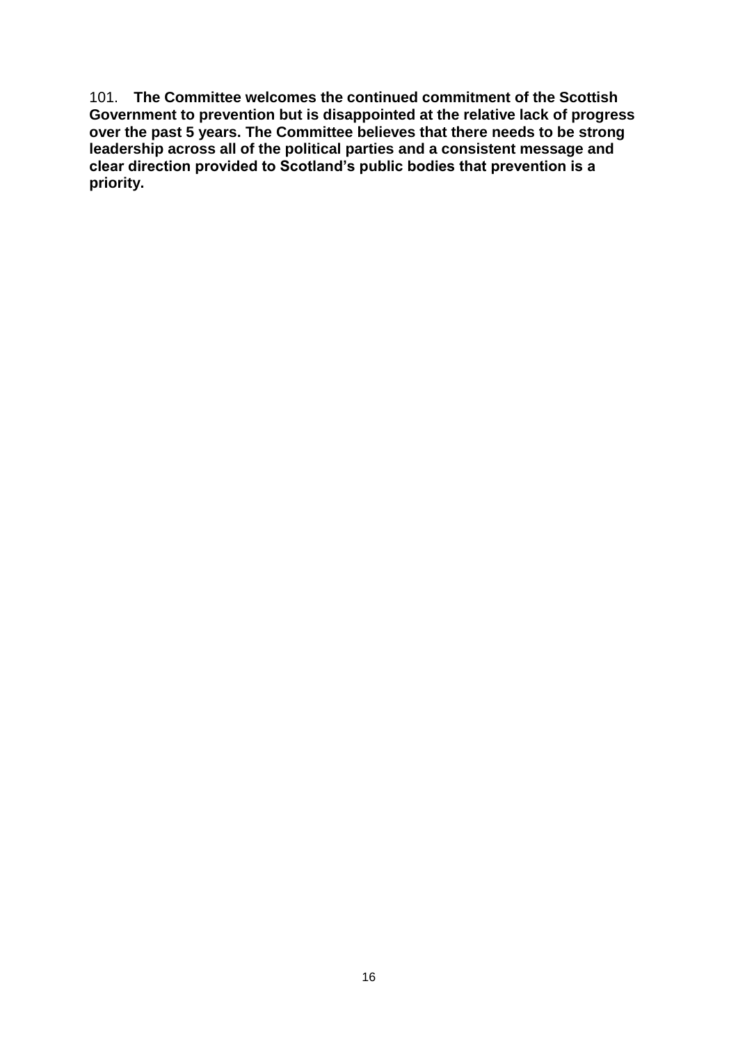101. **The Committee welcomes the continued commitment of the Scottish Government to prevention but is disappointed at the relative lack of progress over the past 5 years. The Committee believes that there needs to be strong leadership across all of the political parties and a consistent message and clear direction provided to Scotland's public bodies that prevention is a priority.**